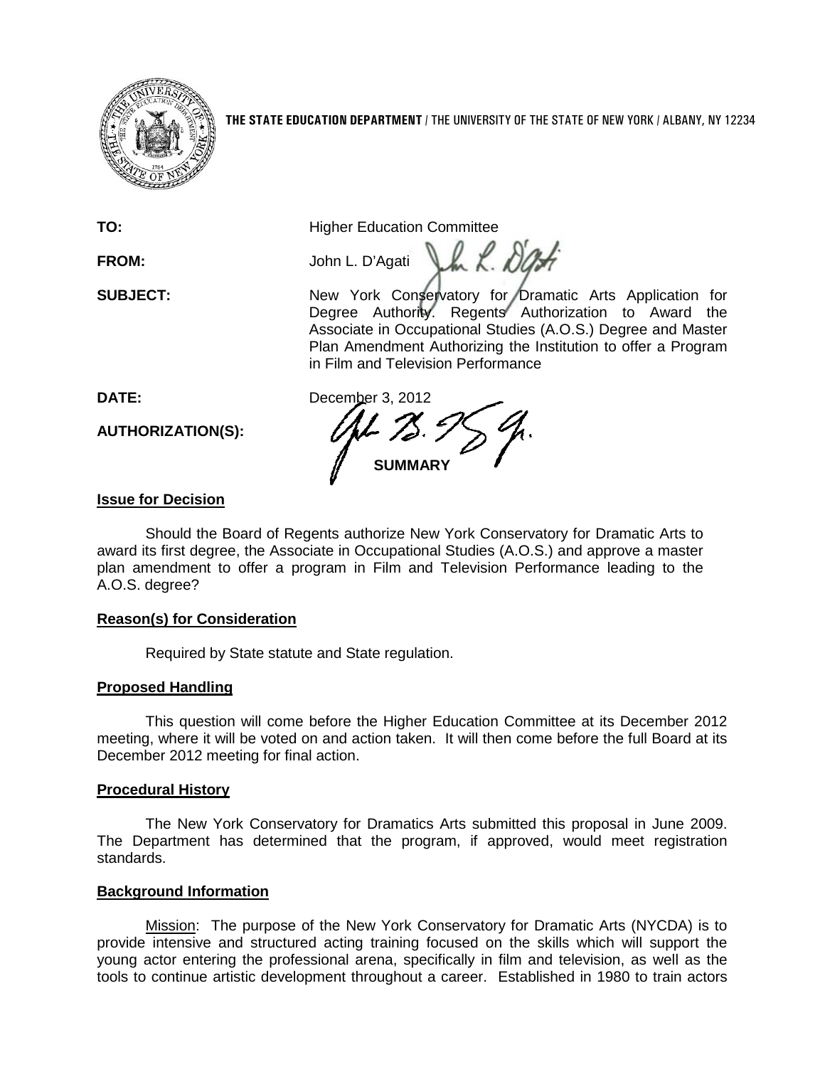THE STATE EDUCATION DEPARTMENT / THE UNIVERSITY OF THE STATE OF NEW YORK / ALBANY, NY 12234

**TO:** Higher Education Committee

**FROM:** John L. D'Agati

**SUBJECT:** New York Conservatory for Dramatic Arts Application for Degree Authority. Regents Authorization to Award the Associate in Occupational Studies (A.O.S.) Degree and Master Plan Amendment Authorizing the Institution to offer a Program in Film and Television Performance

**DATE:** December 3, 2012

**AUTHORIZATION(S):**

## SUMMARY

### Issue for Decision

Should the Board of Regents authorize New York Conservatory for Dramatic Arts to award its first degree, the Associate in Occupational Studies (A.O.S.) and approve a master plan amendment to offer a program in Film and Television Performance leading to the A.O.S. degree?

### Reason(s) for Consideration

Required by State statute and State regulation.

### Proposed Handling

This question will come before the Higher Education Committee at its December 2012 meeting, where it will be voted on and action taken. It will then come before the full Board at its December 2012 meeting for final action.

### Procedural History

The New York Conservatory for Dramatics Arts submitted this proposal in June 2009. The Department has determined that the program, if approved, would meet registration standards.

### Background Information

Mission: The purpose of the New York Conservatory for Dramatic Arts (NYCDA) is to provide intensive and structured acting training focused on the skills which will support the young actor entering the professional arena, specifically in film and television, as well as the tools to continue artistic development throughout a career. Established in 1980 to train actors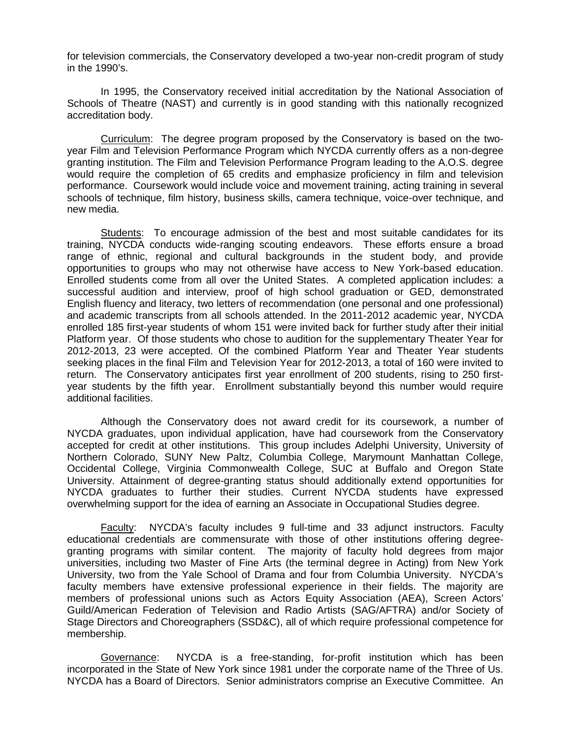for television commercials, the Conservatory developed a two-year non-credit program of study in the 1990's.

In 1995, the Conservatory received initial accreditation by the National Association of Schools of Theatre (NAST) and currently is in good standing with this nationally recognized accreditation body.

Curriculum: The degree program proposed by the Conservatory is based on the two-year Film and Television Performance Program which NYCDA currently offers as a non-degree granting institution. The Film and Television Performance Program leading to the A.O.S. degree would require the completion of 65 credits and emphasize proficiency in film and television performance. Coursework would include voice and movement training, acting training in several schools of technique, film history, business skills, camera technique, voice-over technique, and new media.

Students: To encourage admission of the best and most suitable candidates for its training, NYCDA conducts wide-ranging scouting endeavors. These efforts ensure a broad range of ethnic, regional and cultural backgrounds in the student body, and provide opportunities to groups who may not otherwise have access to New York-based education. Enrolled students come from all over the United States. A completed application includes: a successful audition and interview, proof of high school graduation or GED, demonstrated English fluency and literacy, two letters of recommendation (one personal and one professional) and academic transcripts from all schools attended. In the 2011-2012 academic year, NYCDA enrolled 185 first-year students of whom 151 were invited back for further study after their initial Platform year. Of those students who chose to audition for the supplementary Theater Year for 2012-2013, 23 were accepted. Of the combined Platform Year and Theater Year students seeking places in the final Film and Television Year for 2012-2013, a total of 160 were invited to return. The Conservatory anticipates first year enrollment of 200 students, rising to 250 first-year students by the fifth year. Enrollment substantially beyond this number would require additional facilities.

Although the Conservatory does not award credit for its coursework, a number of NYCDA graduates, upon individual application, have had coursework from the Conservatory accepted for credit at other institutions. This group includes Adelphi University, University of Northern Colorado, SUNY New Paltz, Columbia College, Marymount Manhattan College, Occidental College, Virginia Commonwealth College, SUC at Buffalo and Oregon State University. Attainment of degree-granting status should additionally extend opportunities for NYCDA graduates to further their studies. Current NYCDA students have expressed overwhelming support for the idea of earning an Associate in Occupational Studies degree.

Faculty: NYCDA's faculty includes 9 full-time and 33 adjunct instructors. Faculty educational credentials are commensurate with those of other institutions offering degree-granting programs with similar content. The majority of faculty hold degrees from major universities, including two Master of Fine Arts (the terminal degree in Acting) from New York University, two from the Yale School of Drama and four from Columbia University. NYCDA's faculty members have extensive professional experience in their fields. The majority are members of professional unions such as Actors Equity Association (AEA), Screen Actors' Guild/American Federation of Television and Radio Artists (SAG/AFTRA) and/or Society of Stage Directors and Choreographers (SSD&C), all of which require professional competence for membership.

Governance: NYCDA is a free-standing, for-profit institution which has been incorporated in the State of New York since 1981 under the corporate name of the Three of Us. NYCDA has a Board of Directors. Senior administrators comprise an Executive Committee. An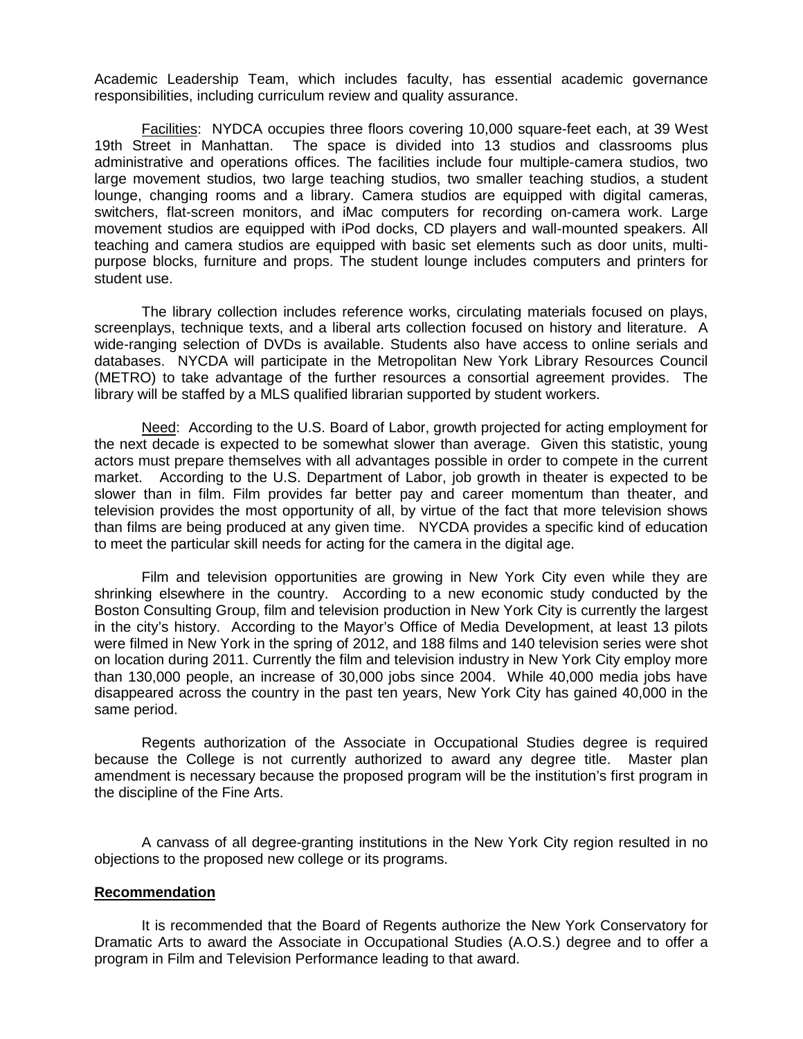Academic Leadership Team, which includes faculty, has essential academic governance responsibilities, including curriculum review and quality assurance.

Facilities: NYDCA occupies three floors covering 10,000 square-feet each, at 39 West 19th Street in Manhattan. The space is divided into 13 studios and classrooms plus administrative and operations offices. The facilities include four multiple-camera studios, two large movement studios, two large teaching studios, two smaller teaching studios, a student lounge, changing rooms and a library. Camera studios are equipped with digital cameras, switchers, flat-screen monitors, and iMac computers for recording on-camera work. Large movement studios are equipped with iPod docks, CD players and wall-mounted speakers. All teaching and camera studios are equipped with basic set elements such as door units, multi-purpose blocks, furniture and props. The student lounge includes computers and printers for student use.

The library collection includes reference works, circulating materials focused on plays, screenplays, technique texts, and a liberal arts collection focused on history and literature. A wide-ranging selection of DVDs is available. Students also have access to online serials and databases. NYCDA will participate in the Metropolitan New York Library Resources Council (METRO) to take advantage of the further resources a consortial agreement provides. The library will be staffed by a MLS qualified librarian supported by student workers.

Need: According to the U.S. Board of Labor, growth projected for acting employment for the next decade is expected to be somewhat slower than average. Given this statistic, young actors must prepare themselves with all advantages possible in order to compete in the current market. According to the U.S. Department of Labor, job growth in theater is expected to be slower than in film. Film provides far better pay and career momentum than theater, and television provides the most opportunity of all, by virtue of the fact that more television shows than films are being produced at any given time. NYCDA provides a specific kind of education to meet the particular skill needs for acting for the camera in the digital age.

Film and television opportunities are growing in New York City even while they are shrinking elsewhere in the country. According to a new economic study conducted by the Boston Consulting Group, film and television production in New York City is currently the largest in the city's history. According to the Mayor's Office of Media Development, at least 13 pilots were filmed in New York in the spring of 2012, and 188 films and 140 television series were shot on location during 2011. Currently the film and television industry in New York City employ more than 130,000 people, an increase of 30,000 jobs since 2004. While 40,000 media jobs have disappeared across the country in the past ten years, New York City has gained 40,000 in the same period.

Regents authorization of the Associate in Occupational Studies degree is required because the College is not currently authorized to award any degree title. Master plan amendment is necessary because the proposed program will be the institution's first program in the discipline of the Fine Arts.

A canvass of all degree-granting institutions in the New York City region resulted in no objections to the proposed new college or its programs.

**Recommendation**

It is recommended that the Board of Regents authorize the New York Conservatory for Dramatic Arts to award the Associate in Occupational Studies (A.O.S.) degree and to offer a program in Film and Television Performance leading to that award.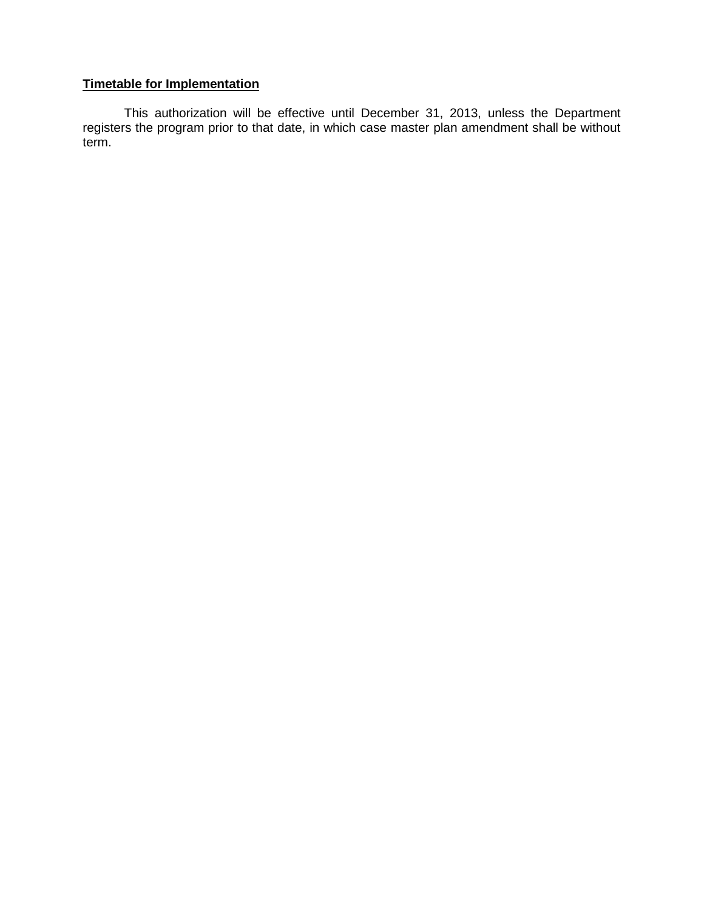**Timetable for Implementation**

This authorization will be effective until December 31, 2013, unless the Department registers the program prior to that date, in which case master plan amendment shall be without term.